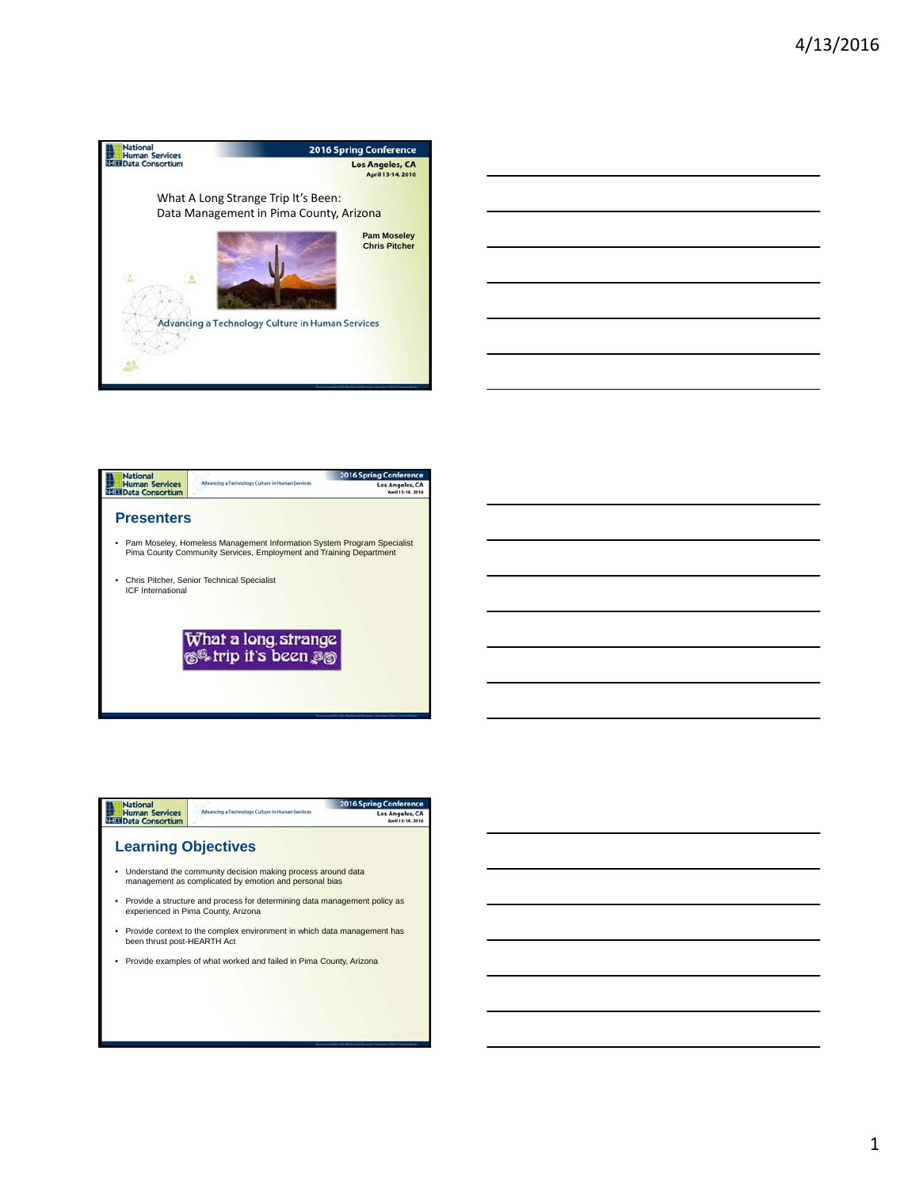## 2016 Spring Conference

Los Angeles, CA
April 13-14, 2016

What A Long Strange Trip It's Been:
Data Management in Pima County, Arizona

Pam Moseley
Chris Pitcher

Advancing a Technology Culture in Human Services

## Presenters

- Pam Moseley, Homeless Management Information System Program Specialist
  Pima County Community Services, Employment and Training Department
- Chris Pitcher, Senior Technical Specialist
  ICF International

What a long, strange trip it's been

## Learning Objectives

- Understand the community decision making process around data management as complicated by emotion and personal bias
- Provide a structure and process for determining data management policy as experienced in Pima County, Arizona
- Provide context to the complex environment in which data management has been thrust post-HEARTH Act
- Provide examples of what worked and failed in Pima County, Arizona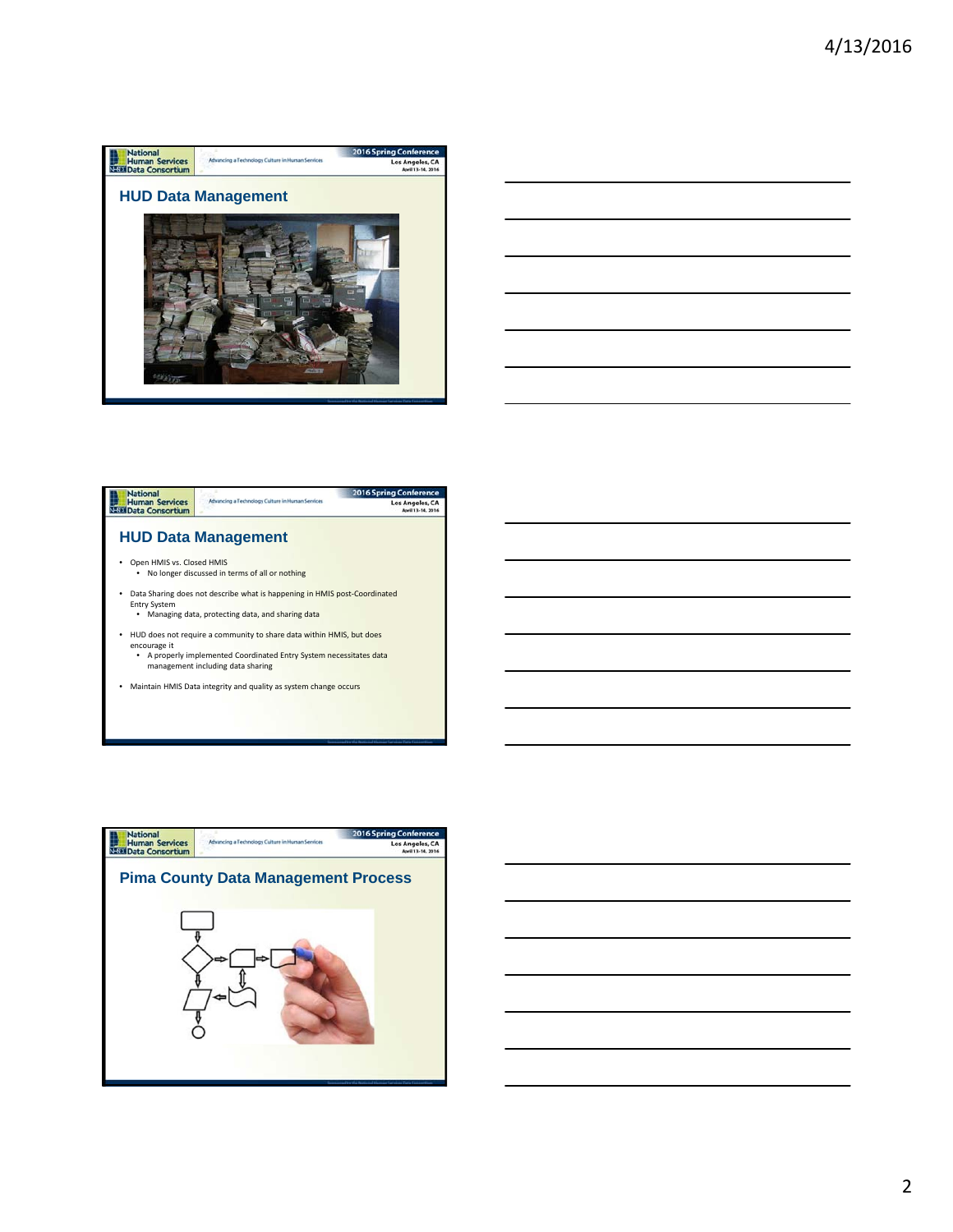## HUD Data Management

## HUD Data Management

- Open HMIS vs. Closed HMIS
  - No longer discussed in terms of all or nothing
- Data Sharing does not describe what is happening in HMIS post-Coordinated Entry System
  - Managing data, protecting data, and sharing data
- HUD does not require a community to share data within HMIS, but does encourage it
  - A properly implemented Coordinated Entry System necessitates data management including data sharing
- Maintain HMIS Data integrity and quality as system change occurs

## Pima County Data Management Process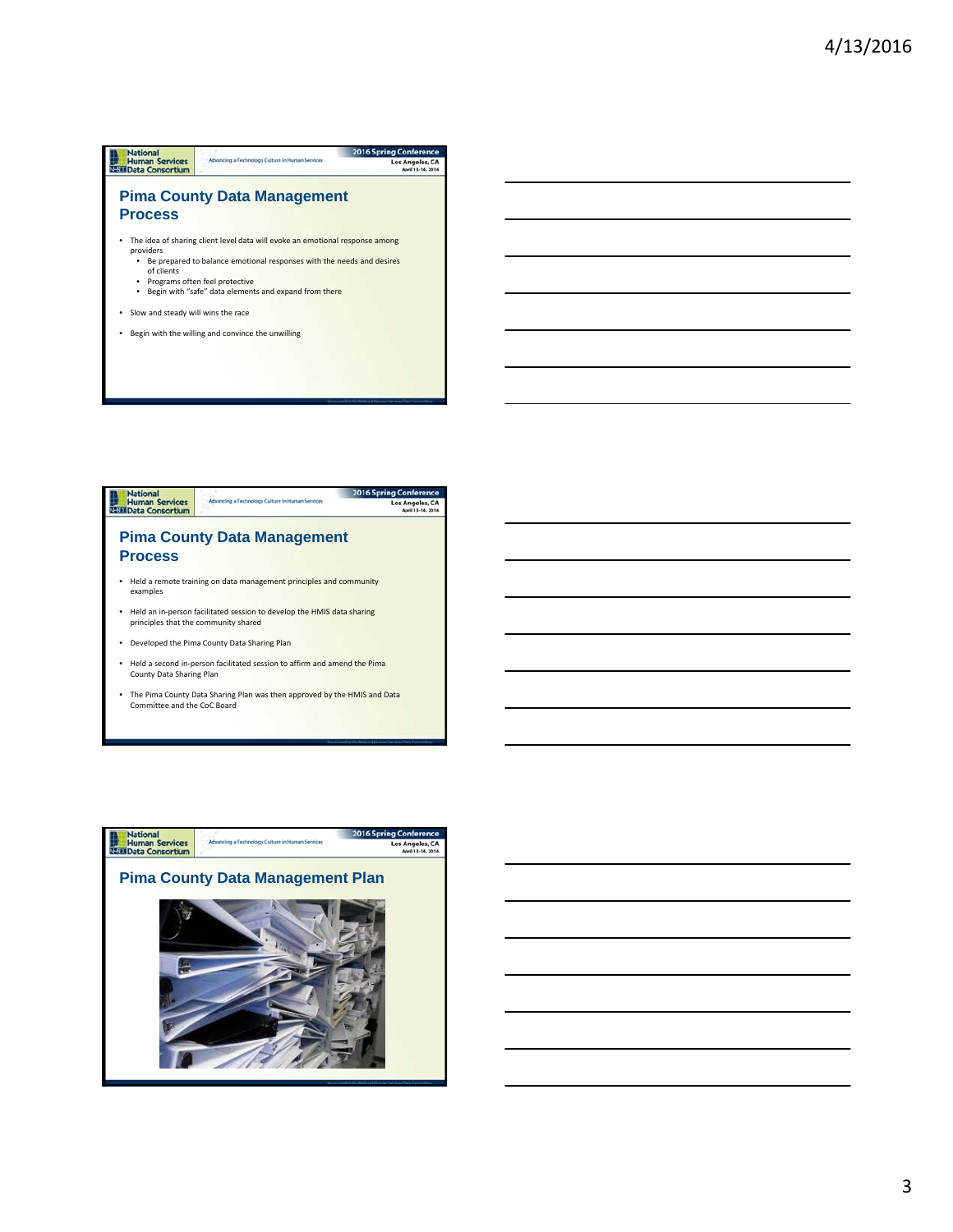## Pima County Data Management Process

- The idea of sharing client level data will evoke an emotional response among providers
  - Be prepared to balance emotional responses with the needs and desires of clients
  - Programs often feel protective
  - Begin with "safe" data elements and expand from there
- Slow and steady will wins the race
- Begin with the willing and convince the unwilling

## Pima County Data Management Process

- Held a remote training on data management principles and community examples
- Held an in-person facilitated session to develop the HMIS data sharing principles that the community shared
- Developed the Pima County Data Sharing Plan
- Held a second in-person facilitated session to affirm and amend the Pima County Data Sharing Plan
- The Pima County Data Sharing Plan was then approved by the HMIS and Data Committee and the CoC Board

## Pima County Data Management Plan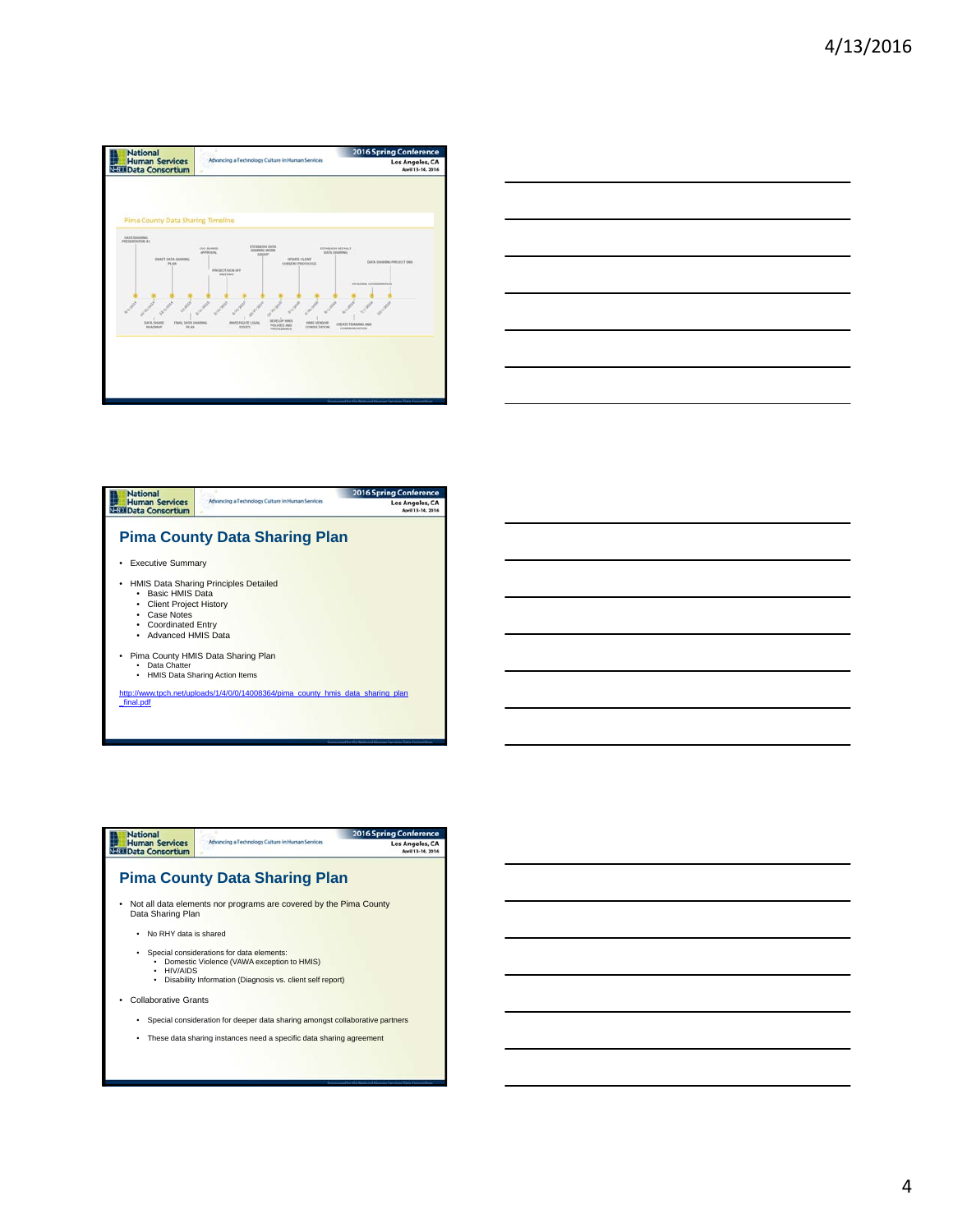Pima County Data Sharing Timeline

DATA SHARING PRESENTATION #1

DRAFT DATA SHARING PLAN

CoC BOARD APPROVAL

PROJECT KICK-OFF MEETING

STANDING DATA SHARING WORK GROUP

UPDATE CLIENT CONSENT PROTOCOLS

ESTABLISH DEFAULT DATA SHARING

DATA SHARING PROJECT END

ONGOING COORDINATION

DATA SHARE ROADMAP

FINAL DATA SHARING PLAN

INVESTIGATE LEGAL ISSUES

DEVELOP HMIS POLICIES AND PROCEDURES

HMIS VENDOR CONSULTATION

CREATE TRAINING AND COMMUNICATION

## Pima County Data Sharing Plan

- Executive Summary
- HMIS Data Sharing Principles Detailed
  - Basic HMIS Data
  - Client Project History
  - Case Notes
  - Coordinated Entry
  - Advanced HMIS Data
- Pima County HMIS Data Sharing Plan
  - Data Chatter
  - HMIS Data Sharing Action Items

http://www.tpch.net/uploads/1/4/0/0/14008364/pima_county_hmis_data_sharing_plan_final.pdf

## Pima County Data Sharing Plan

- Not all data elements nor programs are covered by the Pima County Data Sharing Plan
  - No RHY data is shared
  - Special considerations for data elements:
    - Domestic Violence (VAWA exception to HMIS)
    - HIV/AIDS
    - Disability Information (Diagnosis vs. client self report)
- Collaborative Grants
  - Special consideration for deeper data sharing amongst collaborative partners
  - These data sharing instances need a specific data sharing agreement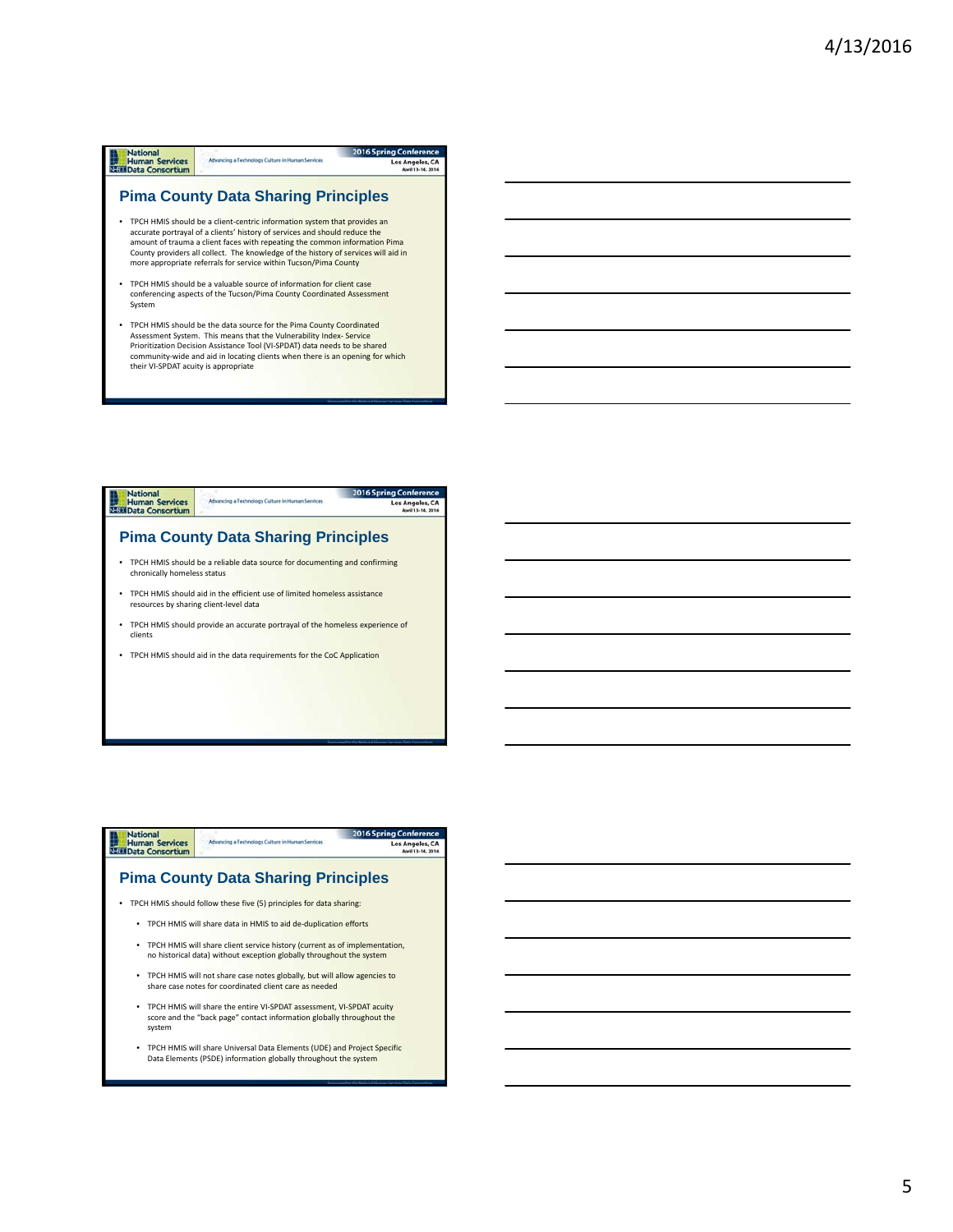## Pima County Data Sharing Principles

- TPCH HMIS should be a client-centric information system that provides an accurate portrayal of a clients' history of services and should reduce the amount of trauma a client faces with repeating the common information Pima County providers all collect. The knowledge of the history of services will aid in more appropriate referrals for service within Tucson/Pima County
- TPCH HMIS should be a valuable source of information for client case conferencing aspects of the Tucson/Pima County Coordinated Assessment System
- TPCH HMIS should be the data source for the Pima County Coordinated Assessment System. This means that the Vulnerability Index- Service Prioritization Decision Assistance Tool (VI-SPDAT) data needs to be shared community-wide and aid in locating clients when there is an opening for which their VI-SPDAT acuity is appropriate

## Pima County Data Sharing Principles

- TPCH HMIS should be a reliable data source for documenting and confirming chronically homeless status
- TPCH HMIS should aid in the efficient use of limited homeless assistance resources by sharing client-level data
- TPCH HMIS should provide an accurate portrayal of the homeless experience of clients
- TPCH HMIS should aid in the data requirements for the CoC Application

## Pima County Data Sharing Principles

- TPCH HMIS should follow these five (5) principles for data sharing:
  - TPCH HMIS will share data in HMIS to aid de-duplication efforts
  - TPCH HMIS will share client service history (current as of implementation, no historical data) without exception globally throughout the system
  - TPCH HMIS will not share case notes globally, but will allow agencies to share case notes for coordinated client care as needed
  - TPCH HMIS will share the entire VI-SPDAT assessment, VI-SPDAT acuity score and the "back page" contact information globally throughout the system
  - TPCH HMIS will share Universal Data Elements (UDE) and Project Specific Data Elements (PSDE) information globally throughout the system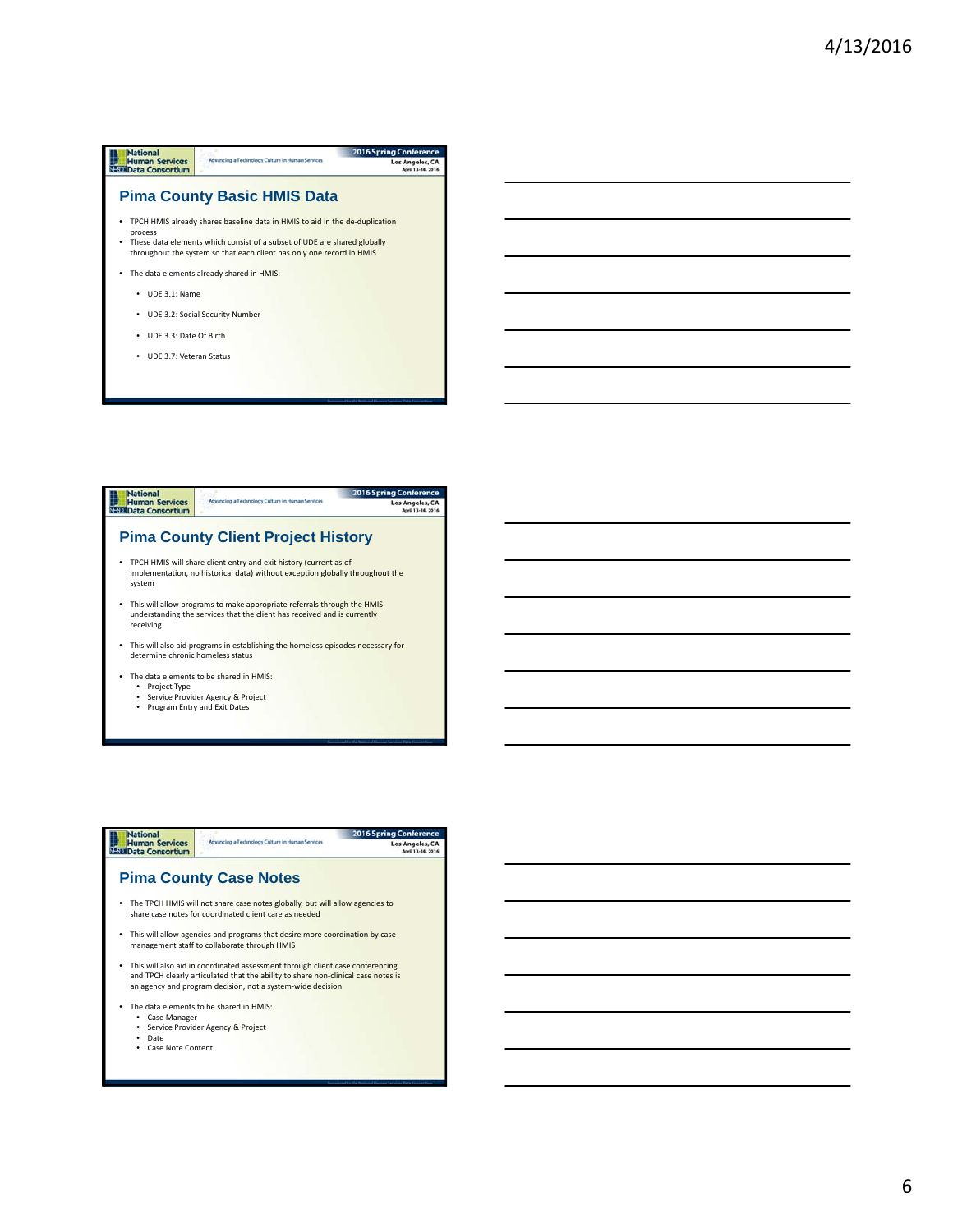## Pima County Basic HMIS Data

- TPCH HMIS already shares baseline data in HMIS to aid in the de-duplication process
- These data elements which consist of a subset of UDE are shared globally throughout the system so that each client has only one record in HMIS
- The data elements already shared in HMIS:
  - UDE 3.1: Name
  - UDE 3.2: Social Security Number
  - UDE 3.3: Date Of Birth
  - UDE 3.7: Veteran Status

## Pima County Client Project History

- TPCH HMIS will share client entry and exit history (current as of implementation, no historical data) without exception globally throughout the system
- This will allow programs to make appropriate referrals through the HMIS understanding the services that the client has received and is currently receiving
- This will also aid programs in establishing the homeless episodes necessary for determine chronic homeless status
- The data elements to be shared in HMIS:
  - Project Type
  - Service Provider Agency & Project
  - Program Entry and Exit Dates

## Pima County Case Notes

- The TPCH HMIS will not share case notes globally, but will allow agencies to share case notes for coordinated client care as needed
- This will allow agencies and programs that desire more coordination by case management staff to collaborate through HMIS
- This will also aid in coordinated assessment through client case conferencing and TPCH clearly articulated that the ability to share non-clinical case notes is an agency and program decision, not a system-wide decision
- The data elements to be shared in HMIS:
  - Case Manager
  - Service Provider Agency & Project
  - Date
  - Case Note Content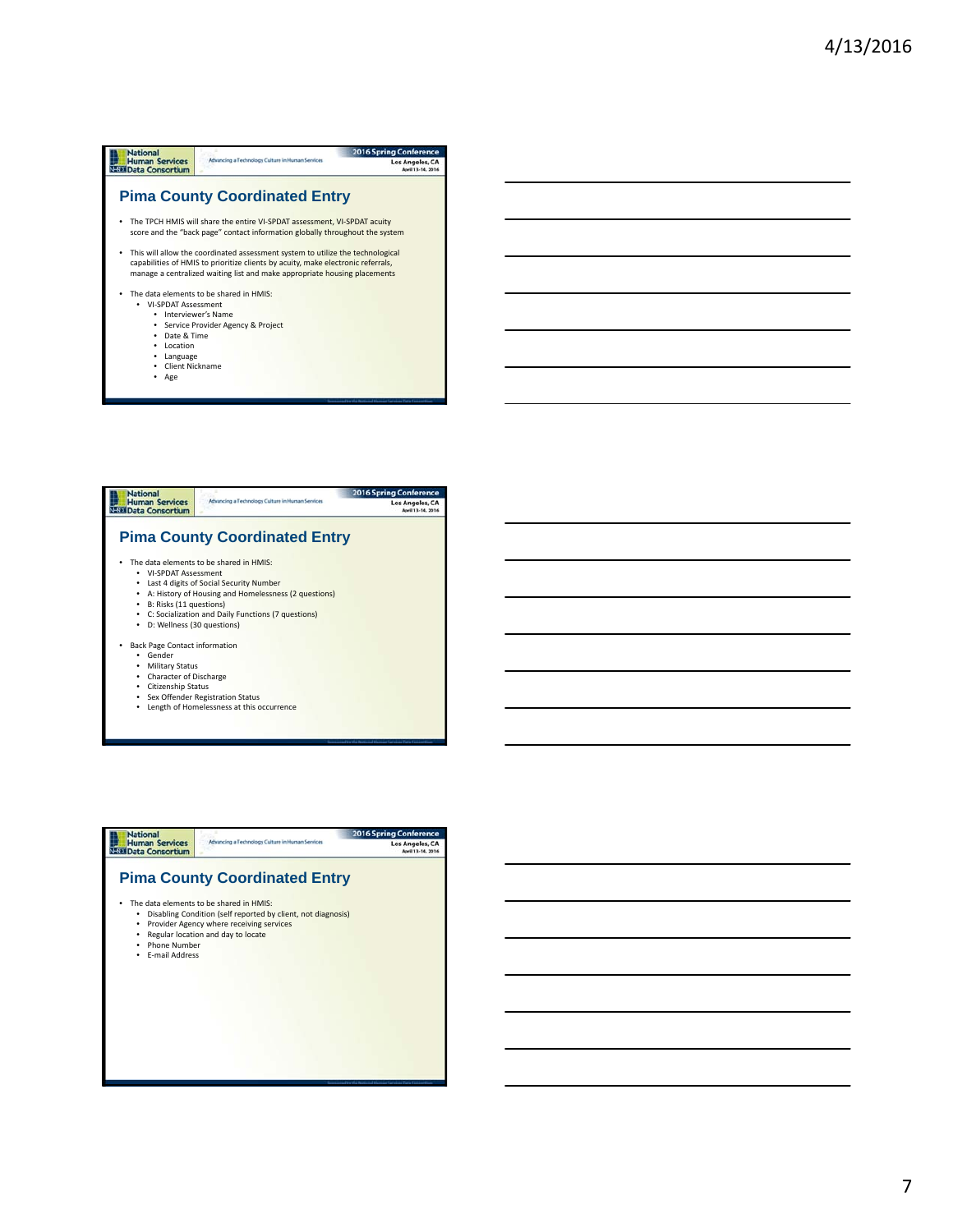## Pima County Coordinated Entry

- The TPCH HMIS will share the entire VI-SPDAT assessment, VI-SPDAT acuity score and the "back page" contact information globally throughout the system
- This will allow the coordinated assessment system to utilize the technological capabilities of HMIS to prioritize clients by acuity, make electronic referrals, manage a centralized waiting list and make appropriate housing placements
- The data elements to be shared in HMIS:
  - VI-SPDAT Assessment
    - Interviewer's Name
    - Service Provider Agency & Project
    - Date & Time
    - Location
    - Language
    - Client Nickname
    - Age

## Pima County Coordinated Entry

- The data elements to be shared in HMIS:
  - VI-SPDAT Assessment
  - Last 4 digits of Social Security Number
  - A: History of Housing and Homelessness (2 questions)
  - B: Risks (11 questions)
  - C: Socialization and Daily Functions (7 questions)
  - D: Wellness (30 questions)
- Back Page Contact information
  - Gender
  - Military Status
  - Character of Discharge
  - Citizenship Status
  - Sex Offender Registration Status
  - Length of Homelessness at this occurrence

## Pima County Coordinated Entry

- The data elements to be shared in HMIS:
  - Disabling Condition (self reported by client, not diagnosis)
  - Provider Agency where receiving services
  - Regular location and day to locate
  - Phone Number
  - E-mail Address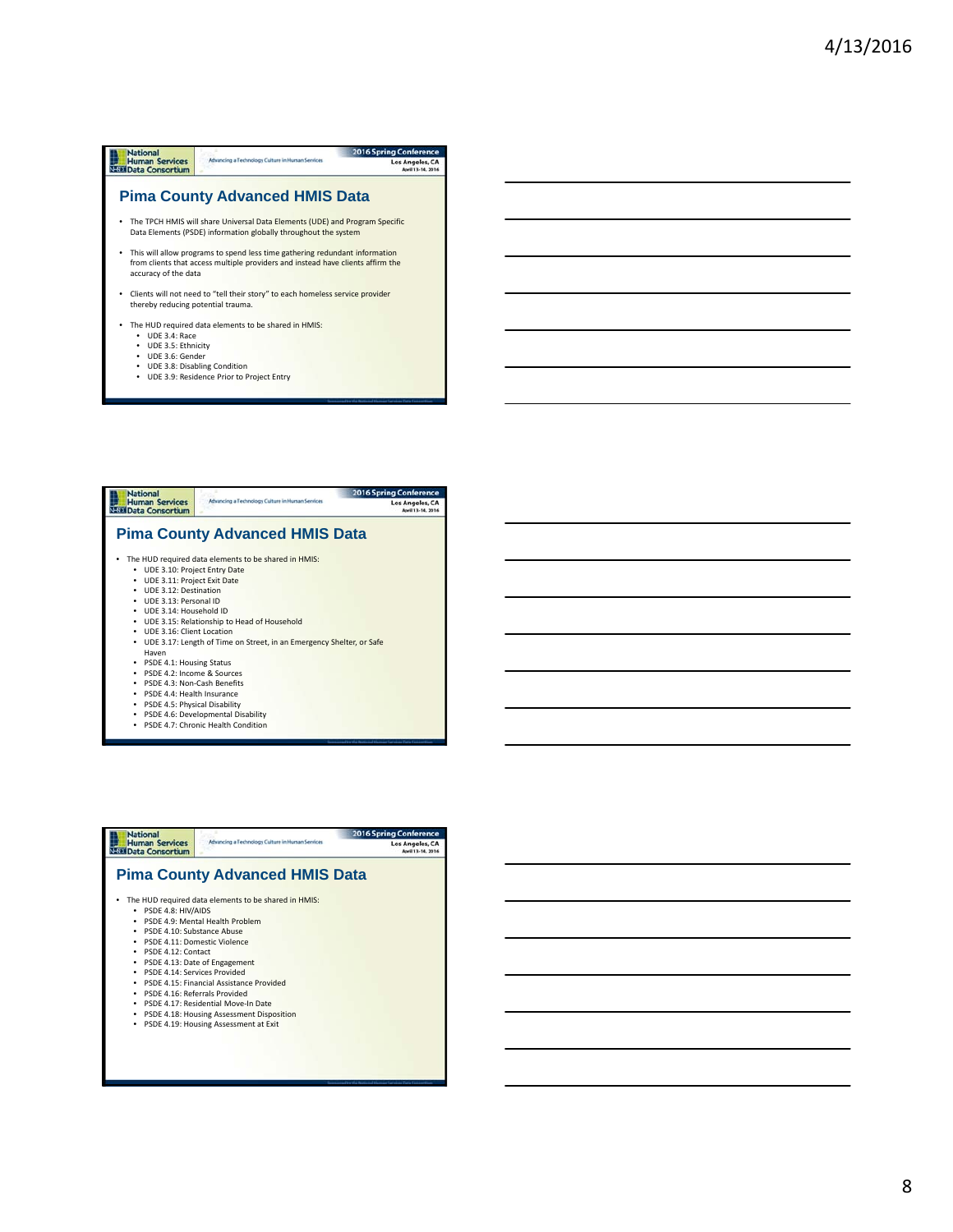## Pima County Advanced HMIS Data

- The TPCH HMIS will share Universal Data Elements (UDE) and Program Specific Data Elements (PSDE) information globally throughout the system
- This will allow programs to spend less time gathering redundant information from clients that access multiple providers and instead have clients affirm the accuracy of the data
- Clients will not need to "tell their story" to each homeless service provider thereby reducing potential trauma.
- The HUD required data elements to be shared in HMIS:
  - UDE 3.4: Race
  - UDE 3.5: Ethnicity
  - UDE 3.6: Gender
  - UDE 3.8: Disabling Condition
  - UDE 3.9: Residence Prior to Project Entry

## Pima County Advanced HMIS Data

- The HUD required data elements to be shared in HMIS:
  - UDE 3.10: Project Entry Date
  - UDE 3.11: Project Exit Date
  - UDE 3.12: Destination
  - UDE 3.13: Personal ID
  - UDE 3.14: Household ID
  - UDE 3.15: Relationship to Head of Household
  - UDE 3.16: Client Location
  - UDE 3.17: Length of Time on Street, in an Emergency Shelter, or Safe Haven
  - PSDE 4.1: Housing Status
  - PSDE 4.2: Income & Sources
  - PSDE 4.3: Non-Cash Benefits
  - PSDE 4.4: Health Insurance
  - PSDE 4.5: Physical Disability
  - PSDE 4.6: Developmental Disability
  - PSDE 4.7: Chronic Health Condition

## Pima County Advanced HMIS Data

- The HUD required data elements to be shared in HMIS:
  - PSDE 4.8: HIV/AIDS
  - PSDE 4.9: Mental Health Problem
  - PSDE 4.10: Substance Abuse
  - PSDE 4.11: Domestic Violence
  - PSDE 4.12: Contact
  - PSDE 4.13: Date of Engagement
  - PSDE 4.14: Services Provided
  - PSDE 4.15: Financial Assistance Provided
  - PSDE 4.16: Referrals Provided
  - PSDE 4.17: Residential Move-In Date
  - PSDE 4.18: Housing Assessment Disposition
  - PSDE 4.19: Housing Assessment at Exit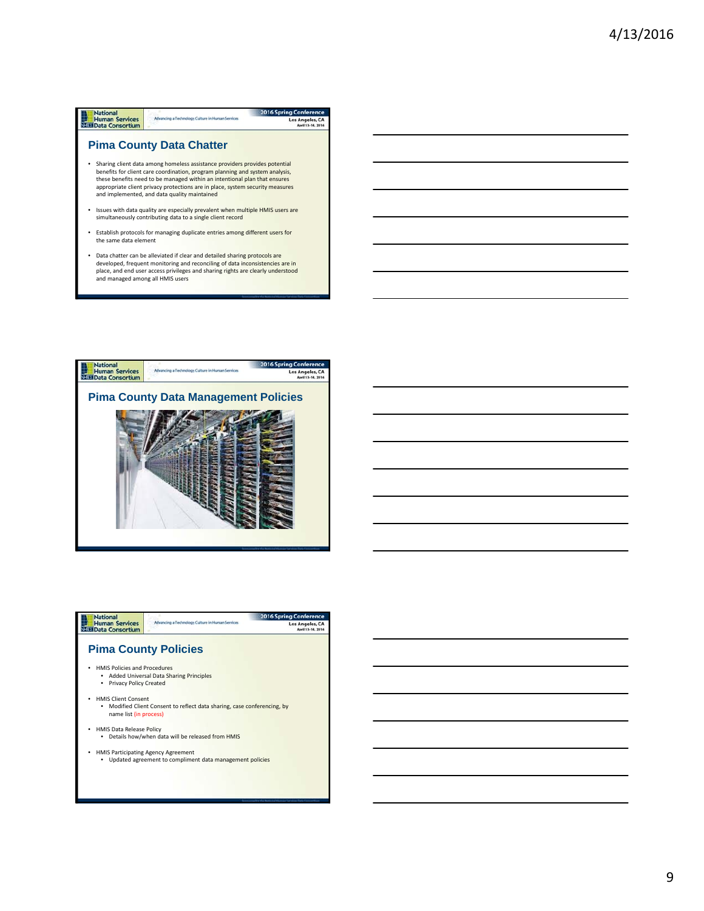## Pima County Data Chatter

- Sharing client data among homeless assistance providers provides potential benefits for client care coordination, program planning and system analysis, these benefits need to be managed within an intentional plan that ensures appropriate client privacy protections are in place, system security measures and implemented, and data quality maintained
- Issues with data quality are especially prevalent when multiple HMIS users are simultaneously contributing data to a single client record
- Establish protocols for managing duplicate entries among different users for the same data element
- Data chatter can be alleviated if clear and detailed sharing protocols are developed, frequent monitoring and reconciling of data inconsistencies are in place, and end user access privileges and sharing rights are clearly understood and managed among all HMIS users

## Pima County Data Management Policies

## Pima County Policies

- HMIS Policies and Procedures
  - Added Universal Data Sharing Principles
  - Privacy Policy Created
- HMIS Client Consent
  - Modified Client Consent to reflect data sharing, case conferencing, by name list (in process)
- HMIS Data Release Policy
  - Details how/when data will be released from HMIS
- HMIS Participating Agency Agreement
  - Updated agreement to compliment data management policies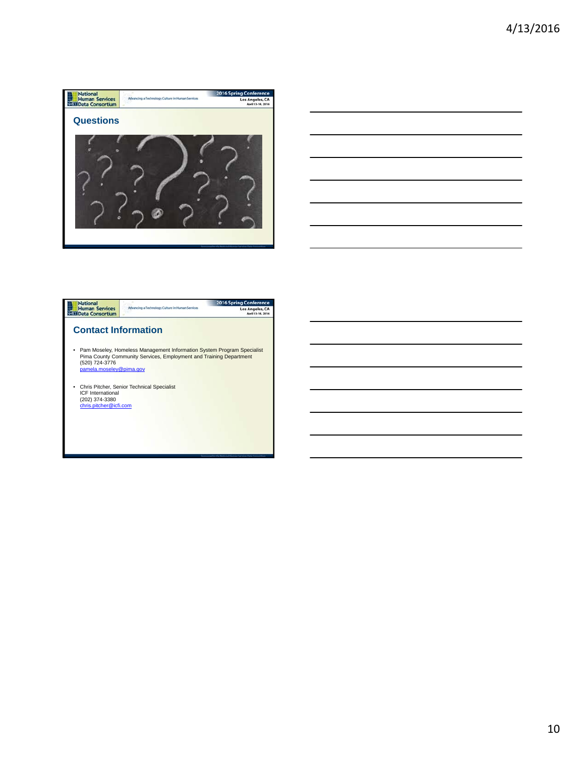## Questions

## Contact Information

- Pam Moseley, Homeless Management Information System Program Specialist
  Pima County Community Services, Employment and Training Department
  (520) 724-3776
  pamela.moseley@pima.gov

- Chris Pitcher, Senior Technical Specialist
  ICF International
  (202) 374-3380
  chris.pitcher@icfi.com